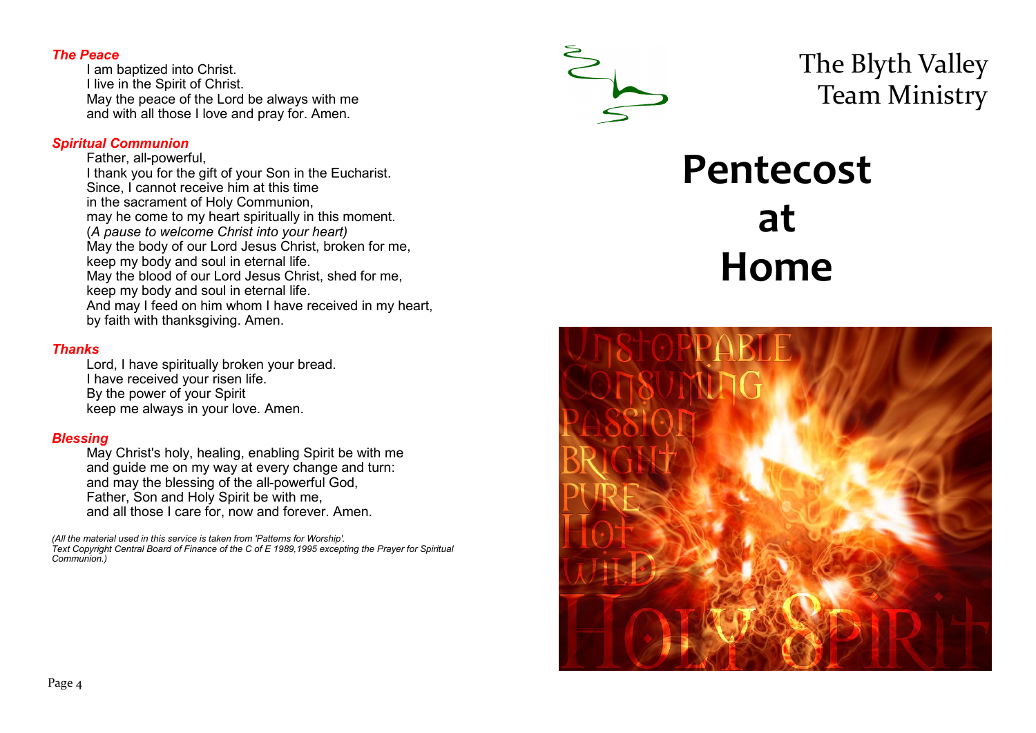### *The Peace*

I am baptized into Christ.
I live in the Spirit of Christ.
May the peace of the Lord be always with me
and with all those I love and pray for. Amen.

### *Spiritual Communion*

Father, all-powerful,
I thank you for the gift of your Son in the Eucharist.
Since, I cannot receive him at this time
in the sacrament of Holy Communion,
may he come to my heart spiritually in this moment.
(*A pause to welcome Christ into your heart)*
May the body of our Lord Jesus Christ, broken for me,
keep my body and soul in eternal life.
May the blood of our Lord Jesus Christ, shed for me,
keep my body and soul in eternal life.
And may I feed on him whom I have received in my heart,
by faith with thanksgiving. Amen.

### *Thanks*

Lord, I have spiritually broken your bread.
I have received your risen life.
By the power of your Spirit
keep me always in your love. Amen.

### *Blessing*

May Christ's holy, healing, enabling Spirit be with me
and guide me on my way at every change and turn:
and may the blessing of the all-powerful God,
Father, Son and Holy Spirit be with me,
and all those I care for, now and forever. Amen.

*(All the material used in this service is taken from 'Patterns for Worship'.
Text Copyright Central Board of Finance of the C of E 1989,1995 excepting the Prayer for Spiritual Communion.)*

The Blyth Valley
Team Ministry

# Pentecost at Home

UNSTOPPABLE
CONSUMING
PASSION
BRIGHT
PURE
HOT
WILD
HOLY SPIRIT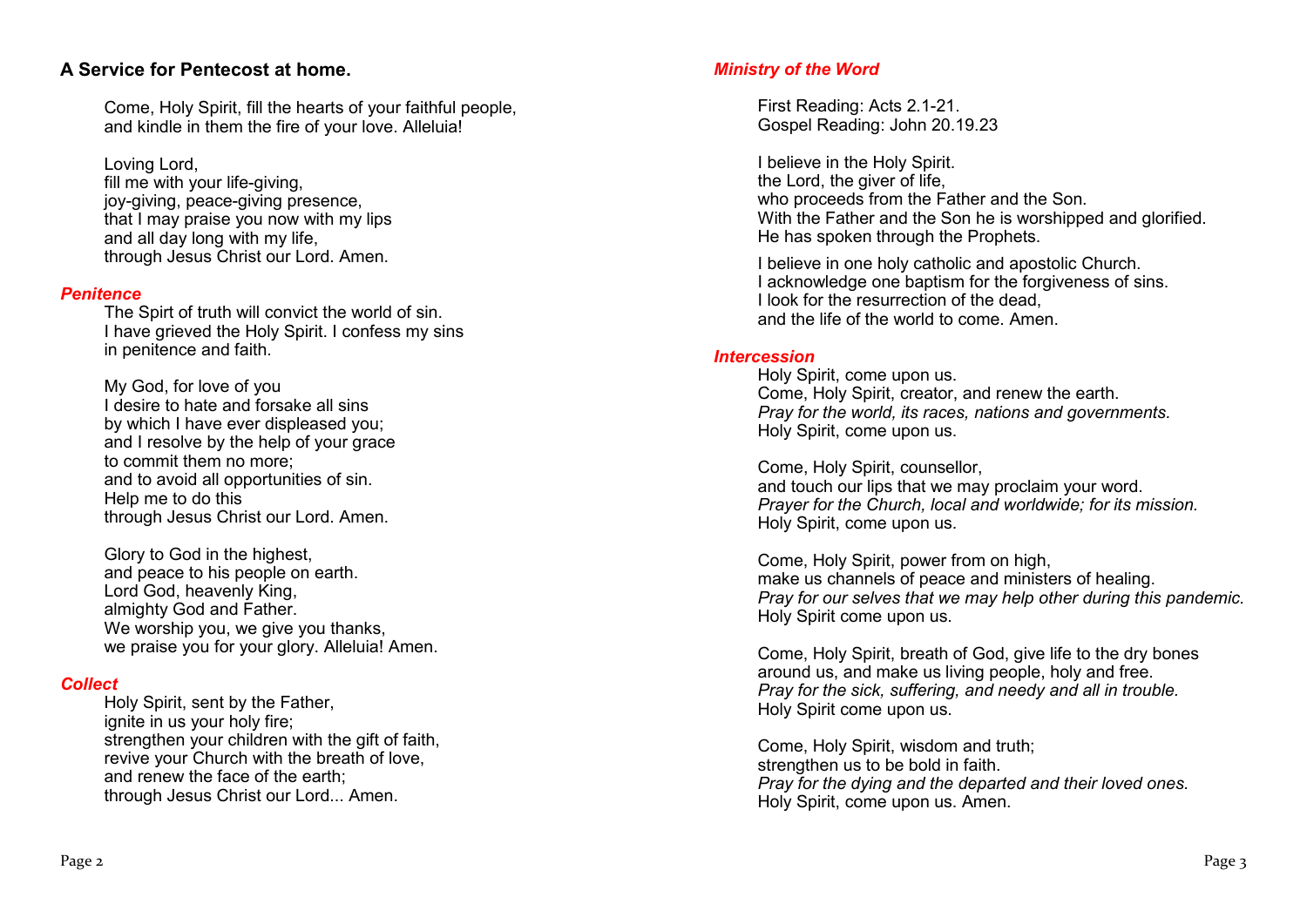## A Service for Pentecost at home.

Come, Holy Spirit, fill the hearts of your faithful people,
and kindle in them the fire of your love. Alleluia!

Loving Lord,
fill me with your life-giving,
joy-giving, peace-giving presence,
that I may praise you now with my lips
and all day long with my life,
through Jesus Christ our Lord. Amen.

### *Penitence*

The Spirt of truth will convict the world of sin.
I have grieved the Holy Spirit. I confess my sins
in penitence and faith.

My God, for love of you
I desire to hate and forsake all sins
by which I have ever displeased you;
and I resolve by the help of your grace
to commit them no more;
and to avoid all opportunities of sin.
Help me to do this
through Jesus Christ our Lord. Amen.

Glory to God in the highest,
and peace to his people on earth.
Lord God, heavenly King,
almighty God and Father.
We worship you, we give you thanks,
we praise you for your glory. Alleluia! Amen.

### *Collect*

Holy Spirit, sent by the Father,
ignite in us your holy fire;
strengthen your children with the gift of faith,
revive your Church with the breath of love,
and renew the face of the earth;
through Jesus Christ our Lord... Amen.

### *Ministry of the Word*

First Reading: Acts 2.1-21.
Gospel Reading: John 20.19.23

I believe in the Holy Spirit.
the Lord, the giver of life,
who proceeds from the Father and the Son.
With the Father and the Son he is worshipped and glorified.
He has spoken through the Prophets.

I believe in one holy catholic and apostolic Church.
I acknowledge one baptism for the forgiveness of sins.
I look for the resurrection of the dead,
and the life of the world to come. Amen.

### *Intercession*

Holy Spirit, come upon us.
Come, Holy Spirit, creator, and renew the earth.
*Pray for the world, its races, nations and governments.*
Holy Spirit, come upon us.

Come, Holy Spirit, counsellor,
and touch our lips that we may proclaim your word.
*Prayer for the Church, local and worldwide; for its mission.*
Holy Spirit, come upon us.

Come, Holy Spirit, power from on high,
make us channels of peace and ministers of healing.
*Pray for our selves that we may help other during this pandemic.*
Holy Spirit come upon us.

Come, Holy Spirit, breath of God, give life to the dry bones
around us, and make us living people, holy and free.
*Pray for the sick, suffering, and needy and all in trouble.*
Holy Spirit come upon us.

Come, Holy Spirit, wisdom and truth;
strengthen us to be bold in faith.
*Pray for the dying and the departed and their loved ones.*
Holy Spirit, come upon us. Amen.